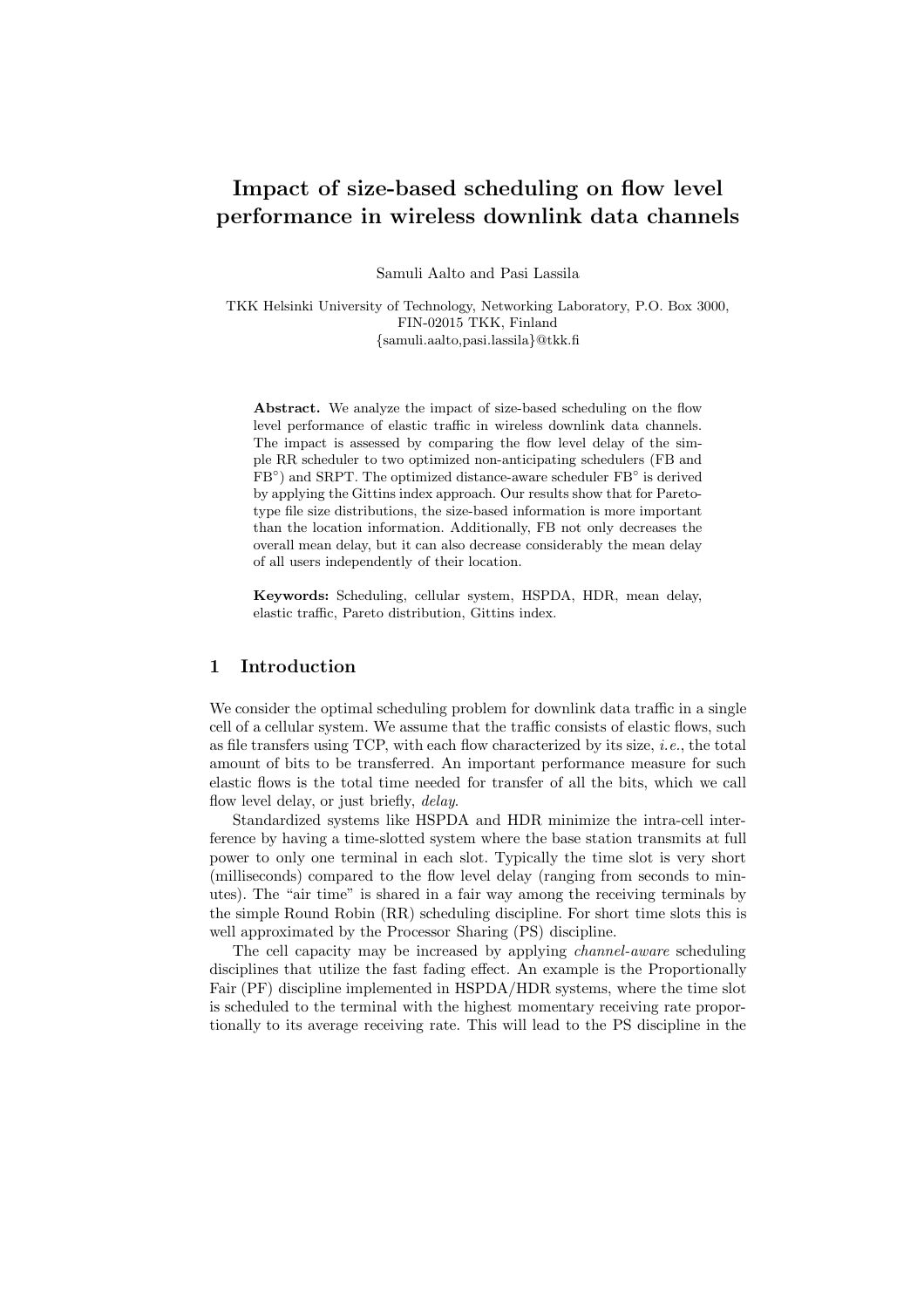# Impact of size-based scheduling on flow level performance in wireless downlink data channels

Samuli Aalto and Pasi Lassila

TKK Helsinki University of Technology, Networking Laboratory, P.O. Box 3000, FIN-02015 TKK, Finland
{samuli.aalto,pasi.lassila}@tkk.fi

**Abstract.** We analyze the impact of size-based scheduling on the flow level performance of elastic traffic in wireless downlink data channels. The impact is assessed by comparing the flow level delay of the simple RR scheduler to two optimized non-anticipating schedulers (FB and FB$^{\circ}$) and SRPT. The optimized distance-aware scheduler FB$^{\circ}$ is derived by applying the Gittins index approach. Our results show that for Pareto-type file size distributions, the size-based information is more important than the location information. Additionally, FB not only decreases the overall mean delay, but it can also decrease considerably the mean delay of all users independently of their location.

**Keywords:** Scheduling, cellular system, HSPDA, HDR, mean delay, elastic traffic, Pareto distribution, Gittins index.

## 1 Introduction

We consider the optimal scheduling problem for downlink data traffic in a single cell of a cellular system. We assume that the traffic consists of elastic flows, such as file transfers using TCP, with each flow characterized by its size, *i.e.*, the total amount of bits to be transferred. An important performance measure for such elastic flows is the total time needed for transfer of all the bits, which we call flow level delay, or just briefly, *delay*.

Standardized systems like HSPDA and HDR minimize the intra-cell interference by having a time-slotted system where the base station transmits at full power to only one terminal in each slot. Typically the time slot is very short (milliseconds) compared to the flow level delay (ranging from seconds to minutes). The "air time" is shared in a fair way among the receiving terminals by the simple Round Robin (RR) scheduling discipline. For short time slots this is well approximated by the Processor Sharing (PS) discipline.

The cell capacity may be increased by applying *channel-aware* scheduling disciplines that utilize the fast fading effect. An example is the Proportionally Fair (PF) discipline implemented in HSPDA/HDR systems, where the time slot is scheduled to the terminal with the highest momentary receiving rate proportionally to its average receiving rate. This will lead to the PS discipline in the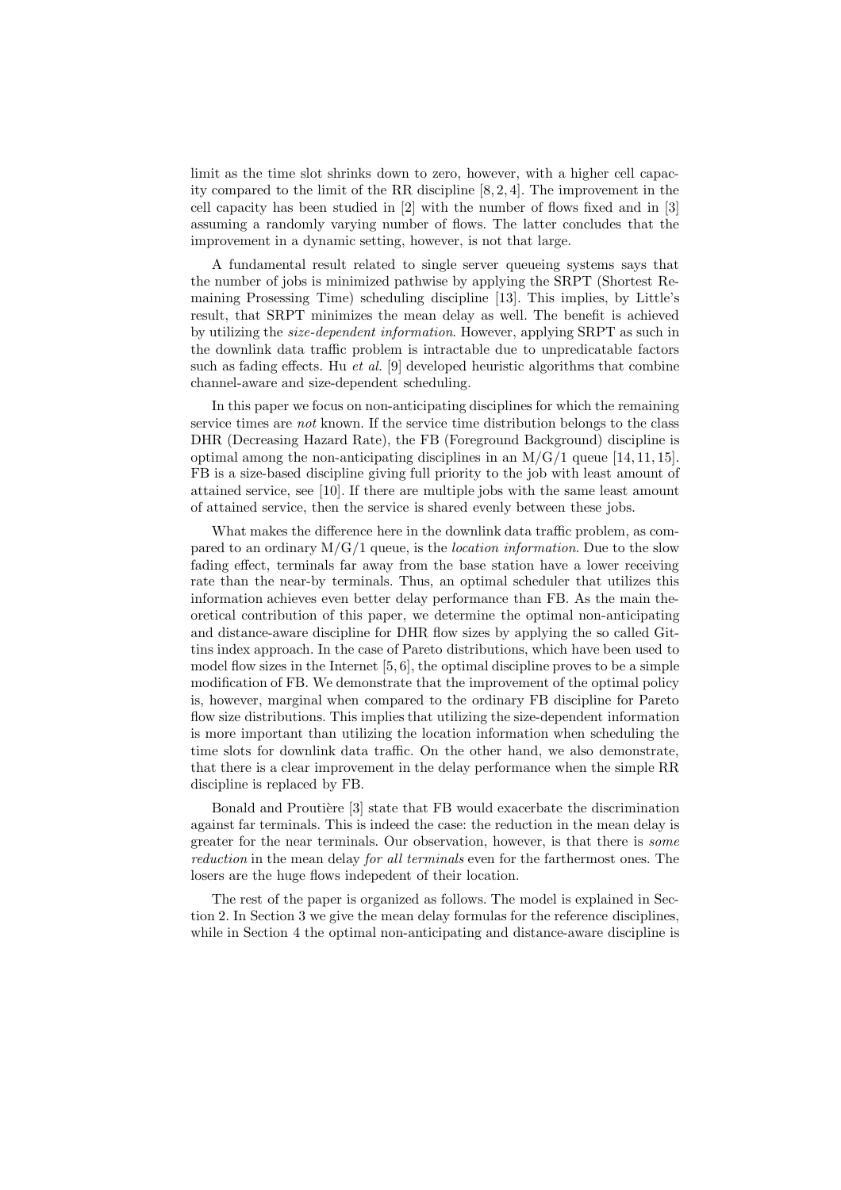limit as the time slot shrinks down to zero, however, with a higher cell capacity compared to the limit of the RR discipline [8, 2, 4]. The improvement in the cell capacity has been studied in [2] with the number of flows fixed and in [3] assuming a randomly varying number of flows. The latter concludes that the improvement in a dynamic setting, however, is not that large.

A fundamental result related to single server queueing systems says that the number of jobs is minimized pathwise by applying the SRPT (Shortest Remaining Prosessing Time) scheduling discipline [13]. This implies, by Little's result, that SRPT minimizes the mean delay as well. The benefit is achieved by utilizing the *size-dependent information*. However, applying SRPT as such in the downlink data traffic problem is intractable due to unpredicatable factors such as fading effects. Hu *et al.* [9] developed heuristic algorithms that combine channel-aware and size-dependent scheduling.

In this paper we focus on non-anticipating disciplines for which the remaining service times are *not* known. If the service time distribution belongs to the class DHR (Decreasing Hazard Rate), the FB (Foreground Background) discipline is optimal among the non-anticipating disciplines in an M/G/1 queue [14, 11, 15]. FB is a size-based discipline giving full priority to the job with least amount of attained service, see [10]. If there are multiple jobs with the same least amount of attained service, then the service is shared evenly between these jobs.

What makes the difference here in the downlink data traffic problem, as compared to an ordinary M/G/1 queue, is the *location information*. Due to the slow fading effect, terminals far away from the base station have a lower receiving rate than the near-by terminals. Thus, an optimal scheduler that utilizes this information achieves even better delay performance than FB. As the main theoretical contribution of this paper, we determine the optimal non-anticipating and distance-aware discipline for DHR flow sizes by applying the so called Gittins index approach. In the case of Pareto distributions, which have been used to model flow sizes in the Internet [5, 6], the optimal discipline proves to be a simple modification of FB. We demonstrate that the improvement of the optimal policy is, however, marginal when compared to the ordinary FB discipline for Pareto flow size distributions. This implies that utilizing the size-dependent information is more important than utilizing the location information when scheduling the time slots for downlink data traffic. On the other hand, we also demonstrate, that there is a clear improvement in the delay performance when the simple RR discipline is replaced by FB.

Bonald and Proutière [3] state that FB would exacerbate the discrimination against far terminals. This is indeed the case: the reduction in the mean delay is greater for the near terminals. Our observation, however, is that there is *some reduction* in the mean delay *for all terminals* even for the farthermost ones. The losers are the huge flows indepedent of their location.

The rest of the paper is organized as follows. The model is explained in Section 2. In Section 3 we give the mean delay formulas for the reference disciplines, while in Section 4 the optimal non-anticipating and distance-aware discipline is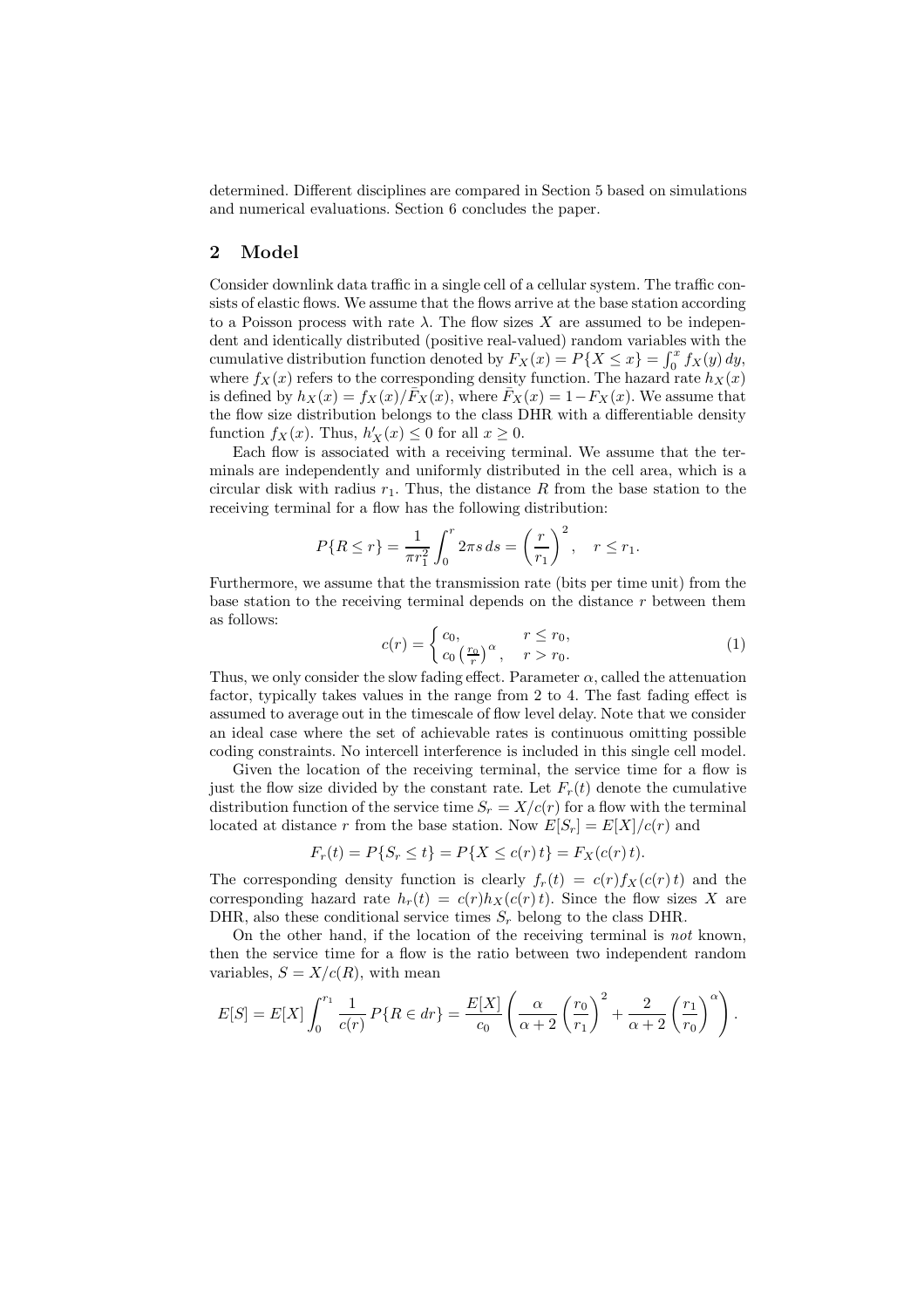determined. Different disciplines are compared in Section 5 based on simulations and numerical evaluations. Section 6 concludes the paper.

## 2 Model

Consider downlink data traffic in a single cell of a cellular system. The traffic consists of elastic flows. We assume that the flows arrive at the base station according to a Poisson process with rate $\lambda$. The flow sizes $X$ are assumed to be independent and identically distributed (positive real-valued) random variables with the cumulative distribution function denoted by $F_X(x) = P\{X \le x\} = \int_0^x f_X(y)\,dy$, where $f_X(x)$ refers to the corresponding density function. The hazard rate $h_X(x)$ is defined by $h_X(x) = f_X(x)/\bar{F}_X(x)$, where $\bar{F}_X(x) = 1 - F_X(x)$. We assume that the flow size distribution belongs to the class DHR with a differentiable density function $f_X(x)$. Thus, $h'_X(x) \le 0$ for all $x \ge 0$.

Each flow is associated with a receiving terminal. We assume that the terminals are independently and uniformly distributed in the cell area, which is a circular disk with radius $r_1$. Thus, the distance $R$ from the base station to the receiving terminal for a flow has the following distribution:

$$P\{R \le r\} = \frac{1}{\pi r_1^2} \int_0^r 2\pi s\,ds = \left(\frac{r}{r_1}\right)^2, \quad r \le r_1.$$

Furthermore, we assume that the transmission rate (bits per time unit) from the base station to the receiving terminal depends on the distance $r$ between them as follows:

$$c(r) = \begin{cases} c_0, & r \le r_0, \\ c_0 \left(\frac{r_0}{r}\right)^\alpha, & r > r_0. \end{cases} \tag{1}$$

Thus, we only consider the slow fading effect. Parameter $\alpha$, called the attenuation factor, typically takes values in the range from 2 to 4. The fast fading effect is assumed to average out in the timescale of flow level delay. Note that we consider an ideal case where the set of achievable rates is continuous omitting possible coding constraints. No intercell interference is included in this single cell model.

Given the location of the receiving terminal, the service time for a flow is just the flow size divided by the constant rate. Let $F_r(t)$ denote the cumulative distribution function of the service time $S_r = X/c(r)$ for a flow with the terminal located at distance $r$ from the base station. Now $E[S_r] = E[X]/c(r)$ and

$$F_r(t) = P\{S_r \le t\} = P\{X \le c(r)\,t\} = F_X(c(r)\,t).$$

The corresponding density function is clearly $f_r(t) = c(r) f_X(c(r)\,t)$ and the corresponding hazard rate $h_r(t) = c(r) h_X(c(r)\,t)$. Since the flow sizes $X$ are DHR, also these conditional service times $S_r$ belong to the class DHR.

On the other hand, if the location of the receiving terminal is *not* known, then the service time for a flow is the ratio between two independent random variables, $S = X/c(R)$, with mean

$$E[S] = E[X] \int_0^{r_1} \frac{1}{c(r)}\,P\{R \in dr\} = \frac{E[X]}{c_0} \left( \frac{\alpha}{\alpha+2} \left(\frac{r_0}{r_1}\right)^2 + \frac{2}{\alpha+2} \left(\frac{r_1}{r_0}\right)^\alpha \right).$$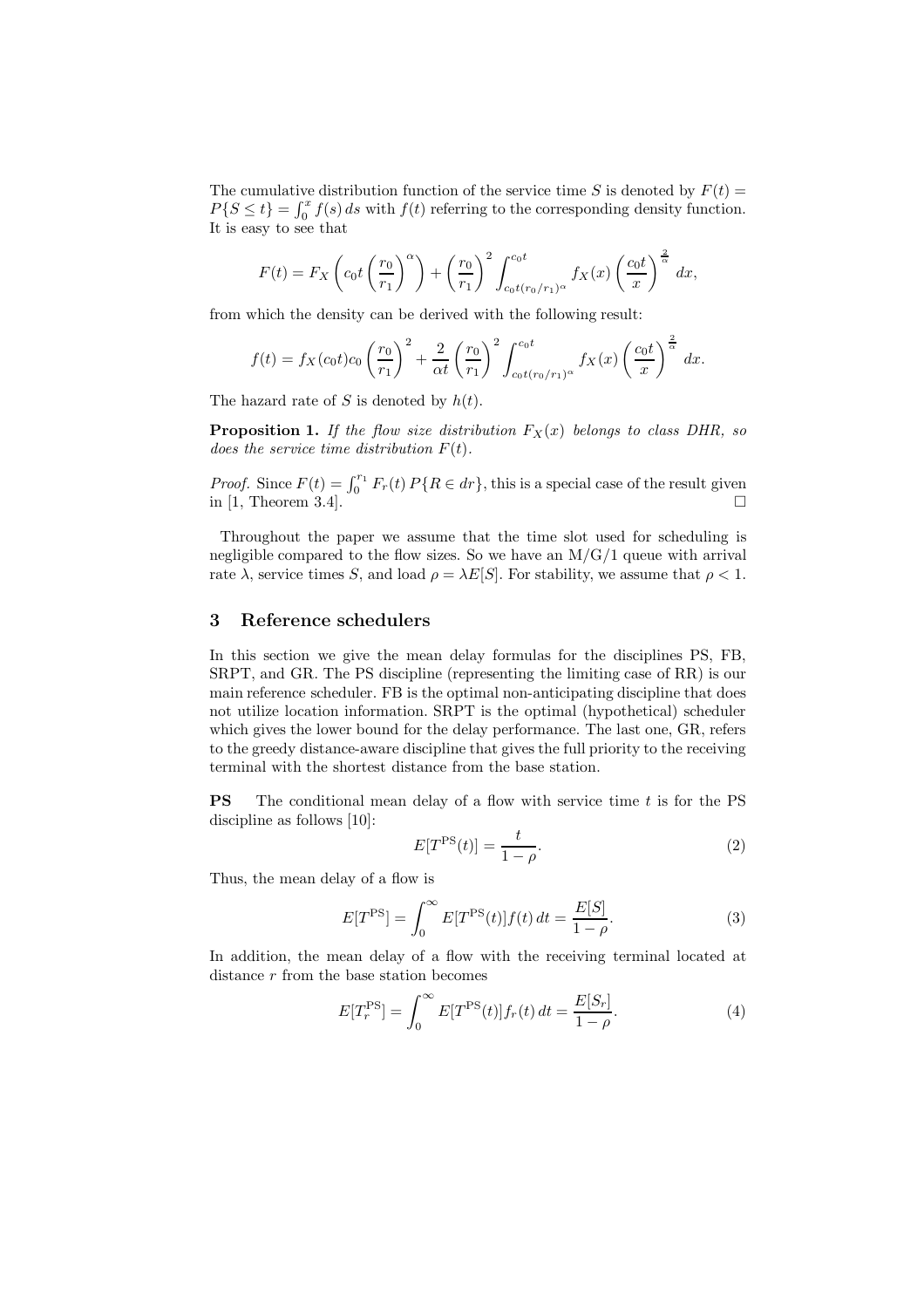The cumulative distribution function of the service time $S$ is denoted by $F(t) = P\{S \leq t\} = \int_0^x f(s)\, ds$ with $f(t)$ referring to the corresponding density function. It is easy to see that

$$F(t) = F_X\left(c_0 t \left(\frac{r_0}{r_1}\right)^{\alpha}\right) + \left(\frac{r_0}{r_1}\right)^2 \int_{c_0 t (r_0/r_1)^{\alpha}}^{c_0 t} f_X(x) \left(\frac{c_0 t}{x}\right)^{\frac{2}{\alpha}} dx,$$

from which the density can be derived with the following result:

$$f(t) = f_X(c_0 t) c_0 \left(\frac{r_0}{r_1}\right)^2 + \frac{2}{\alpha t}\left(\frac{r_0}{r_1}\right)^2 \int_{c_0 t (r_0/r_1)^{\alpha}}^{c_0 t} f_X(x) \left(\frac{c_0 t}{x}\right)^{\frac{2}{\alpha}} dx.$$

The hazard rate of $S$ is denoted by $h(t)$.

**Proposition 1.** *If the flow size distribution $F_X(x)$ belongs to class DHR, so does the service time distribution $F(t)$.*

*Proof.* Since $F(t) = \int_0^{r_1} F_r(t)\, P\{R \in dr\}$, this is a special case of the result given in [1, Theorem 3.4]. $\square$

Throughout the paper we assume that the time slot used for scheduling is negligible compared to the flow sizes. So we have an M/G/1 queue with arrival rate $\lambda$, service times $S$, and load $\rho = \lambda E[S]$. For stability, we assume that $\rho < 1$.

## 3 Reference schedulers

In this section we give the mean delay formulas for the disciplines PS, FB, SRPT, and GR. The PS discipline (representing the limiting case of RR) is our main reference scheduler. FB is the optimal non-anticipating discipline that does not utilize location information. SRPT is the optimal (hypothetical) scheduler which gives the lower bound for the delay performance. The last one, GR, refers to the greedy distance-aware discipline that gives the full priority to the receiving terminal with the shortest distance from the base station.

**PS** The conditional mean delay of a flow with service time $t$ is for the PS discipline as follows [10]:

$$E[T^{\mathrm{PS}}(t)] = \frac{t}{1-\rho}. \tag{2}$$

Thus, the mean delay of a flow is

$$E[T^{\mathrm{PS}}] = \int_0^{\infty} E[T^{\mathrm{PS}}(t)] f(t)\, dt = \frac{E[S]}{1-\rho}. \tag{3}$$

In addition, the mean delay of a flow with the receiving terminal located at distance $r$ from the base station becomes

$$E[T_r^{\mathrm{PS}}] = \int_0^{\infty} E[T^{\mathrm{PS}}(t)] f_r(t)\, dt = \frac{E[S_r]}{1-\rho}. \tag{4}$$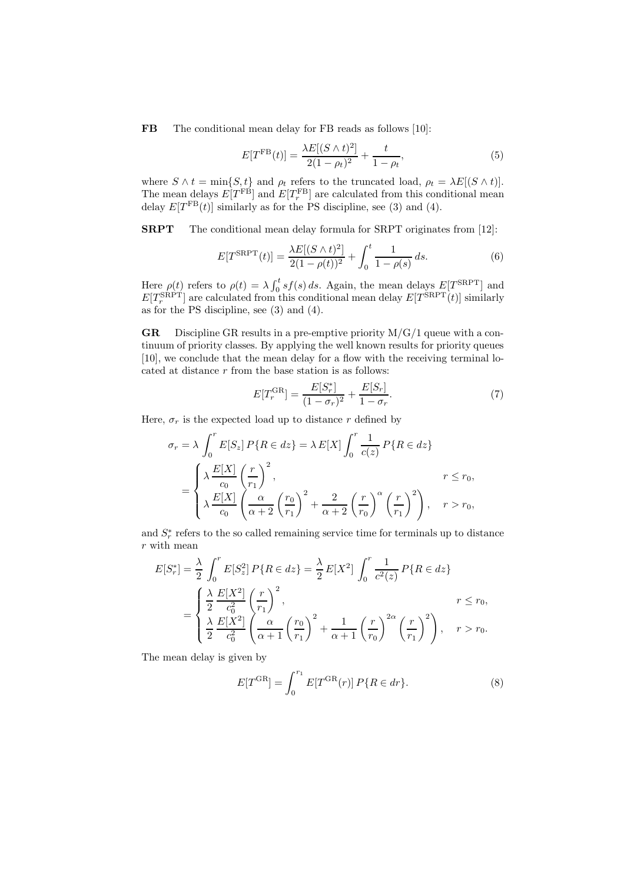**FB** The conditional mean delay for FB reads as follows [10]:

$$E[T^{\mathrm{FB}}(t)] = \frac{\lambda E[(S \wedge t)^2]}{2(1-\rho_t)^2} + \frac{t}{1-\rho_t}, \tag{5}$$

where $S \wedge t = \min\{S, t\}$ and $\rho_t$ refers to the truncated load, $\rho_t = \lambda E[(S \wedge t)]$. The mean delays $E[T^{\mathrm{FB}}]$ and $E[T_r^{\mathrm{FB}}]$ are calculated from this conditional mean delay $E[T^{\mathrm{FB}}(t)]$ similarly as for the PS discipline, see (3) and (4).

**SRPT** The conditional mean delay formula for SRPT originates from [12]:

$$E[T^{\mathrm{SRPT}}(t)] = \frac{\lambda E[(S \wedge t)^2]}{2(1-\rho(t))^2} + \int_0^t \frac{1}{1-\rho(s)}\, ds. \tag{6}$$

Here $\rho(t)$ refers to $\rho(t) = \lambda \int_0^t s f(s)\, ds$. Again, the mean delays $E[T^{\mathrm{SRPT}}]$ and $E[T_r^{\mathrm{SRPT}}]$ are calculated from this conditional mean delay $E[T^{\mathrm{SRPT}}(t)]$ similarly as for the PS discipline, see (3) and (4).

**GR** Discipline GR results in a pre-emptive priority M/G/1 queue with a continuum of priority classes. By applying the well known results for priority queues [10], we conclude that the mean delay for a flow with the receiving terminal located at distance $r$ from the base station is as follows:

$$E[T_r^{\mathrm{GR}}] = \frac{E[S_r^*]}{(1-\sigma_r)^2} + \frac{E[S_r]}{1-\sigma_r}. \tag{7}$$

Here, $\sigma_r$ is the expected load up to distance $r$ defined by

$$\begin{aligned}
\sigma_r &= \lambda \int_0^r E[S_z]\, P\{R \in dz\} = \lambda\, E[X] \int_0^r \frac{1}{c(z)}\, P\{R \in dz\} \\
&= \begin{cases} \lambda \dfrac{E[X]}{c_0} \left(\dfrac{r}{r_1}\right)^2, & r \le r_0, \\[2ex] \lambda \dfrac{E[X]}{c_0} \left( \dfrac{\alpha}{\alpha+2} \left(\dfrac{r_0}{r_1}\right)^2 + \dfrac{2}{\alpha+2} \left(\dfrac{r}{r_0}\right)^{\alpha} \left(\dfrac{r}{r_1}\right)^2 \right), & r > r_0, \end{cases}
\end{aligned}$$

and $S_r^*$ refers to the so called remaining service time for terminals up to distance $r$ with mean

$$\begin{aligned}
E[S_r^*] &= \frac{\lambda}{2} \int_0^r E[S_z^2]\, P\{R \in dz\} = \frac{\lambda}{2}\, E[X^2] \int_0^r \frac{1}{c^2(z)}\, P\{R \in dz\} \\
&= \begin{cases} \dfrac{\lambda}{2} \dfrac{E[X^2]}{c_0^2} \left(\dfrac{r}{r_1}\right)^2, & r \le r_0, \\[2ex] \dfrac{\lambda}{2} \dfrac{E[X^2]}{c_0^2} \left( \dfrac{\alpha}{\alpha+1} \left(\dfrac{r_0}{r_1}\right)^2 + \dfrac{1}{\alpha+1} \left(\dfrac{r}{r_0}\right)^{2\alpha} \left(\dfrac{r}{r_1}\right)^2 \right), & r > r_0. \end{cases}
\end{aligned}$$

The mean delay is given by

$$E[T^{\mathrm{GR}}] = \int_0^{r_1} E[T^{\mathrm{GR}}(r)]\, P\{R \in dr\}. \tag{8}$$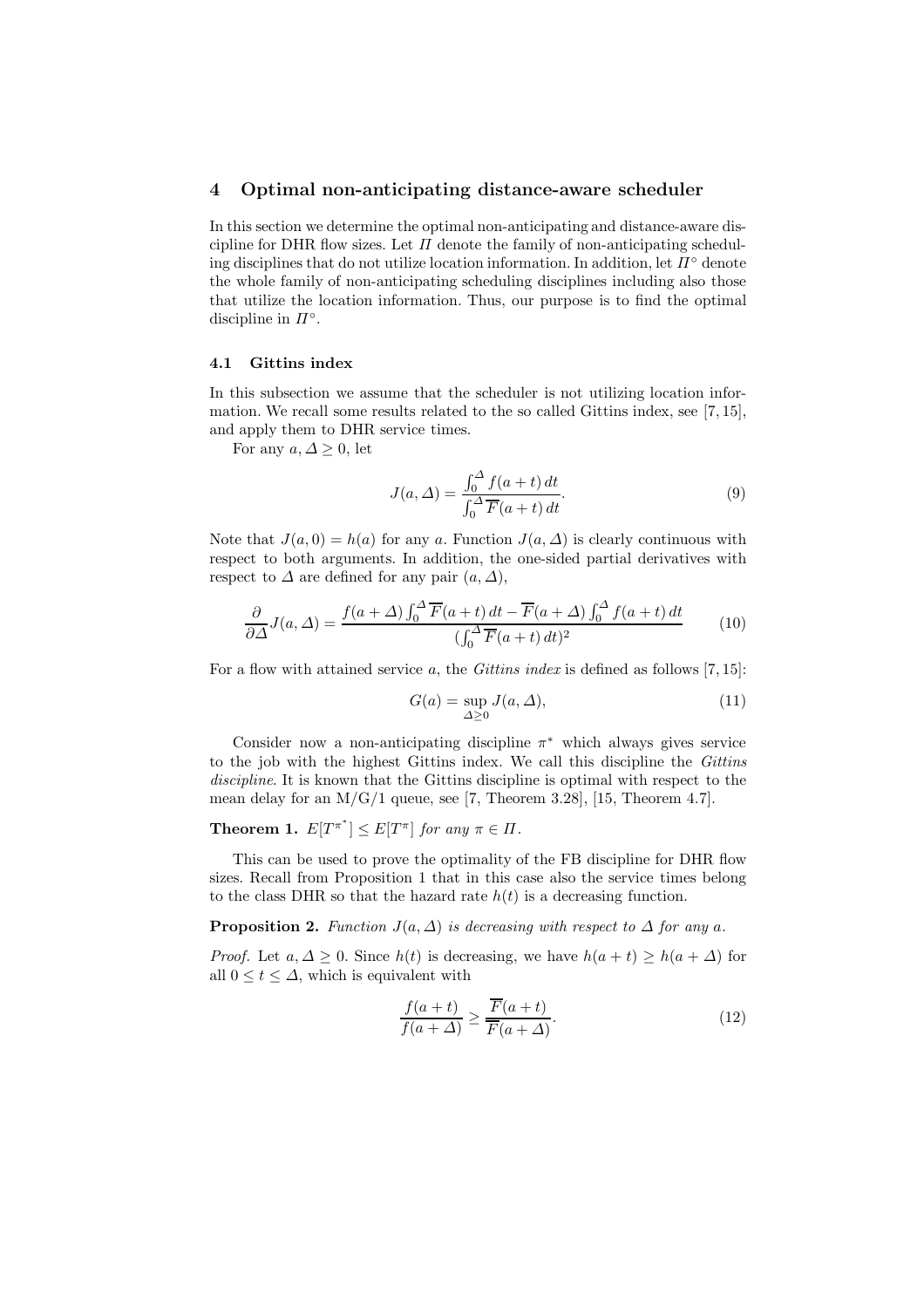## 4 Optimal non-anticipating distance-aware scheduler

In this section we determine the optimal non-anticipating and distance-aware discipline for DHR flow sizes. Let $\Pi$ denote the family of non-anticipating scheduling disciplines that do not utilize location information. In addition, let $\Pi^\circ$ denote the whole family of non-anticipating scheduling disciplines including also those that utilize the location information. Thus, our purpose is to find the optimal discipline in $\Pi^\circ$.

### 4.1 Gittins index

In this subsection we assume that the scheduler is not utilizing location information. We recall some results related to the so called Gittins index, see [7, 15], and apply them to DHR service times.

For any $a, \Delta \geq 0$, let

$$J(a, \Delta) = \frac{\int_0^\Delta f(a+t)\, dt}{\int_0^\Delta \overline{F}(a+t)\, dt}. \tag{9}$$

Note that $J(a, 0) = h(a)$ for any $a$. Function $J(a, \Delta)$ is clearly continuous with respect to both arguments. In addition, the one-sided partial derivatives with respect to $\Delta$ are defined for any pair $(a, \Delta)$,

$$\frac{\partial}{\partial \Delta} J(a, \Delta) = \frac{f(a+\Delta)\int_0^\Delta \overline{F}(a+t)\, dt - \overline{F}(a+\Delta)\int_0^\Delta f(a+t)\, dt}{(\int_0^\Delta \overline{F}(a+t)\, dt)^2} \tag{10}$$

For a flow with attained service $a$, the *Gittins index* is defined as follows [7, 15]:

$$G(a) = \sup_{\Delta \geq 0} J(a, \Delta), \tag{11}$$

Consider now a non-anticipating discipline $\pi^*$ which always gives service to the job with the highest Gittins index. We call this discipline the *Gittins discipline*. It is known that the Gittins discipline is optimal with respect to the mean delay for an M/G/1 queue, see [7, Theorem 3.28], [15, Theorem 4.7].

**Theorem 1.** *$E[T^{\pi^*}] \leq E[T^\pi]$ for any $\pi \in \Pi$.*

This can be used to prove the optimality of the FB discipline for DHR flow sizes. Recall from Proposition 1 that in this case also the service times belong to the class DHR so that the hazard rate $h(t)$ is a decreasing function.

**Proposition 2.** *Function $J(a, \Delta)$ is decreasing with respect to $\Delta$ for any $a$.*

*Proof.* Let $a, \Delta \geq 0$. Since $h(t)$ is decreasing, we have $h(a+t) \geq h(a+\Delta)$ for all $0 \leq t \leq \Delta$, which is equivalent with

$$\frac{f(a+t)}{f(a+\Delta)} \geq \frac{\overline{F}(a+t)}{\overline{F}(a+\Delta)}. \tag{12}$$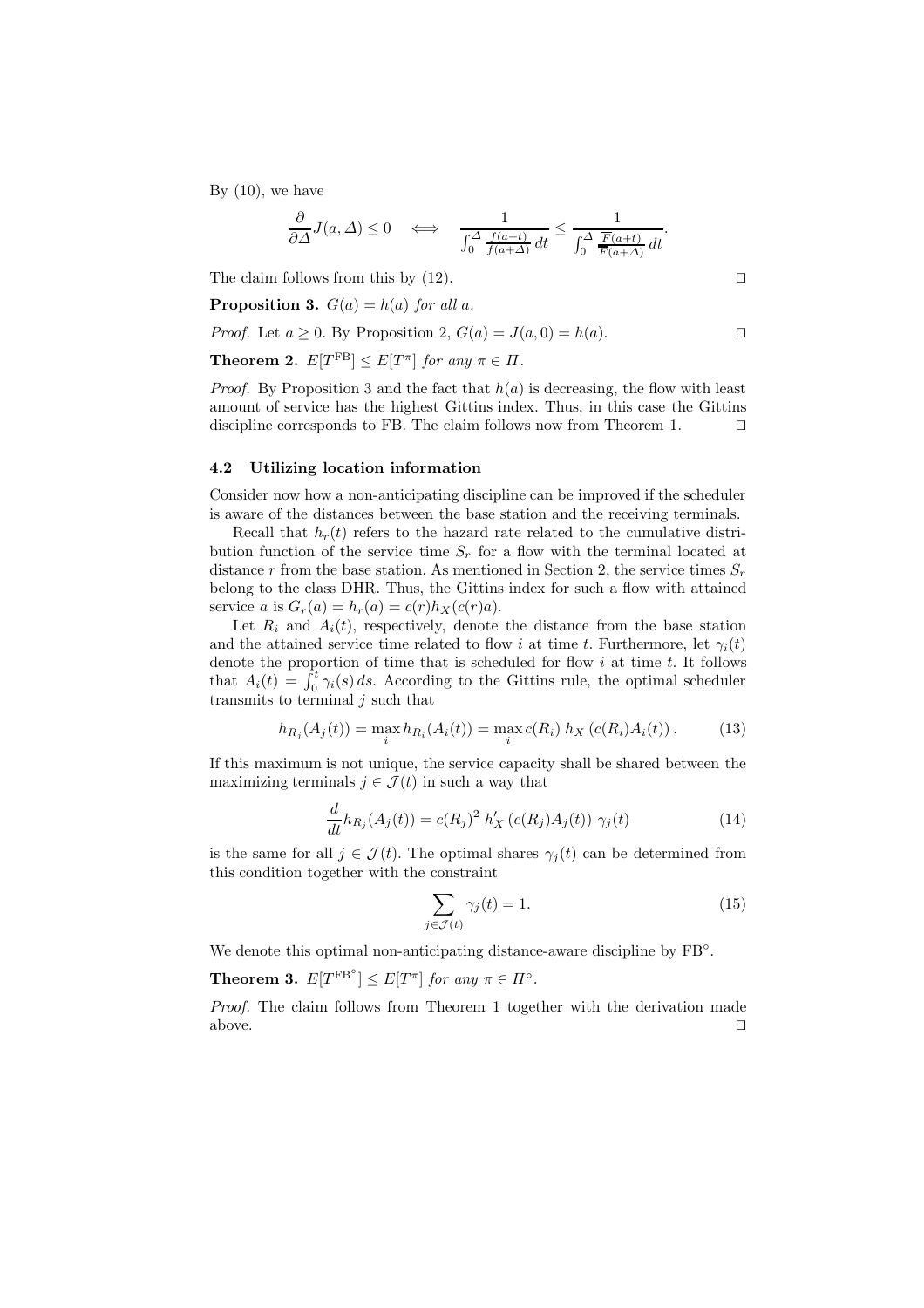By (10), we have

$$\frac{\partial}{\partial \Delta} J(a, \Delta) \leq 0 \quad \Longleftrightarrow \quad \frac{1}{\int_0^{\Delta} \frac{f(a+t)}{f(a+\Delta)}\, dt} \leq \frac{1}{\int_0^{\Delta} \frac{\overline{F}(a+t)}{\overline{F}(a+\Delta)}\, dt}.$$

The claim follows from this by (12). □

**Proposition 3.** *$G(a) = h(a)$ for all $a$.*

*Proof.* Let $a \geq 0$. By Proposition 2, $G(a) = J(a, 0) = h(a)$. □

**Theorem 2.** *$E[T^{\mathrm{FB}}] \leq E[T^{\pi}]$ for any $\pi \in \Pi$.*

*Proof.* By Proposition 3 and the fact that $h(a)$ is decreasing, the flow with least amount of service has the highest Gittins index. Thus, in this case the Gittins discipline corresponds to FB. The claim follows now from Theorem 1. □

### 4.2 Utilizing location information

Consider now how a non-anticipating discipline can be improved if the scheduler is aware of the distances between the base station and the receiving terminals.

Recall that $h_r(t)$ refers to the hazard rate related to the cumulative distribution function of the service time $S_r$ for a flow with the terminal located at distance $r$ from the base station. As mentioned in Section 2, the service times $S_r$ belong to the class DHR. Thus, the Gittins index for such a flow with attained service $a$ is $G_r(a) = h_r(a) = c(r) h_X(c(r)a)$.

Let $R_i$ and $A_i(t)$, respectively, denote the distance from the base station and the attained service time related to flow $i$ at time $t$. Furthermore, let $\gamma_i(t)$ denote the proportion of time that is scheduled for flow $i$ at time $t$. It follows that $A_i(t) = \int_0^t \gamma_i(s)\, ds$. According to the Gittins rule, the optimal scheduler transmits to terminal $j$ such that

$$h_{R_j}(A_j(t)) = \max_i h_{R_i}(A_i(t)) = \max_i c(R_i)\, h_X\left(c(R_i)A_i(t)\right). \tag{13}$$

If this maximum is not unique, the service capacity shall be shared between the maximizing terminals $j \in \mathcal{J}(t)$ in such a way that

$$\frac{d}{dt} h_{R_j}(A_j(t)) = c(R_j)^2\, h'_X\left(c(R_j)A_j(t)\right)\, \gamma_j(t) \tag{14}$$

is the same for all $j \in \mathcal{J}(t)$. The optimal shares $\gamma_j(t)$ can be determined from this condition together with the constraint

$$\sum_{j \in \mathcal{J}(t)} \gamma_j(t) = 1. \tag{15}$$

We denote this optimal non-anticipating distance-aware discipline by $\mathrm{FB}^{\circ}$.

**Theorem 3.** *$E[T^{\mathrm{FB}^{\circ}}] \leq E[T^{\pi}]$ for any $\pi \in \Pi^{\circ}$.*

*Proof.* The claim follows from Theorem 1 together with the derivation made above. □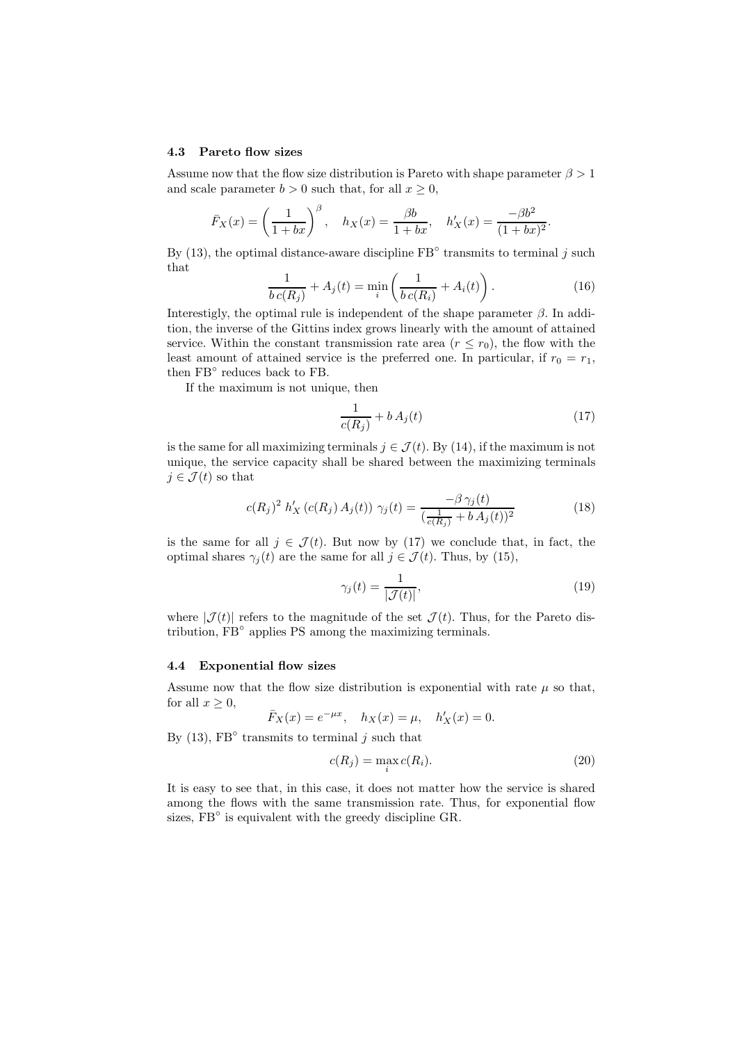### 4.3 Pareto flow sizes

Assume now that the flow size distribution is Pareto with shape parameter $\beta > 1$ and scale parameter $b > 0$ such that, for all $x \geq 0$,

$$\bar{F}_X(x) = \left(\frac{1}{1+bx}\right)^{\beta}, \quad h_X(x) = \frac{\beta b}{1+bx}, \quad h'_X(x) = \frac{-\beta b^2}{(1+bx)^2}.$$

By (13), the optimal distance-aware discipline FB$^{\circ}$ transmits to terminal $j$ such that

$$\frac{1}{b\,c(R_j)} + A_j(t) = \min_i \left(\frac{1}{b\,c(R_i)} + A_i(t)\right). \tag{16}$$

Interestigly, the optimal rule is independent of the shape parameter $\beta$. In addition, the inverse of the Gittins index grows linearly with the amount of attained service. Within the constant transmission rate area ($r \leq r_0$), the flow with the least amount of attained service is the preferred one. In particular, if $r_0 = r_1$, then FB$^{\circ}$ reduces back to FB.

If the maximum is not unique, then

$$\frac{1}{c(R_j)} + b\,A_j(t) \tag{17}$$

is the same for all maximizing terminals $j \in \mathcal{J}(t)$. By (14), if the maximum is not unique, the service capacity shall be shared between the maximizing terminals $j \in \mathcal{J}(t)$ so that

$$c(R_j)^2\, h'_X\left(c(R_j)\,A_j(t)\right)\, \gamma_j(t) = \frac{-\beta\,\gamma_j(t)}{(\frac{1}{c(R_j)} + b\,A_j(t))^2} \tag{18}$$

is the same for all $j \in \mathcal{J}(t)$. But now by (17) we conclude that, in fact, the optimal shares $\gamma_j(t)$ are the same for all $j \in \mathcal{J}(t)$. Thus, by (15),

$$\gamma_j(t) = \frac{1}{|\mathcal{J}(t)|}, \tag{19}$$

where $|\mathcal{J}(t)|$ refers to the magnitude of the set $\mathcal{J}(t)$. Thus, for the Pareto distribution, FB$^{\circ}$ applies PS among the maximizing terminals.

### 4.4 Exponential flow sizes

Assume now that the flow size distribution is exponential with rate $\mu$ so that, for all $x \geq 0$,

$$\bar{F}_X(x) = e^{-\mu x}, \quad h_X(x) = \mu, \quad h'_X(x) = 0.$$

By (13), FB$^{\circ}$ transmits to terminal $j$ such that

$$c(R_j) = \max_i c(R_i). \tag{20}$$

It is easy to see that, in this case, it does not matter how the service is shared among the flows with the same transmission rate. Thus, for exponential flow sizes, FB$^{\circ}$ is equivalent with the greedy discipline GR.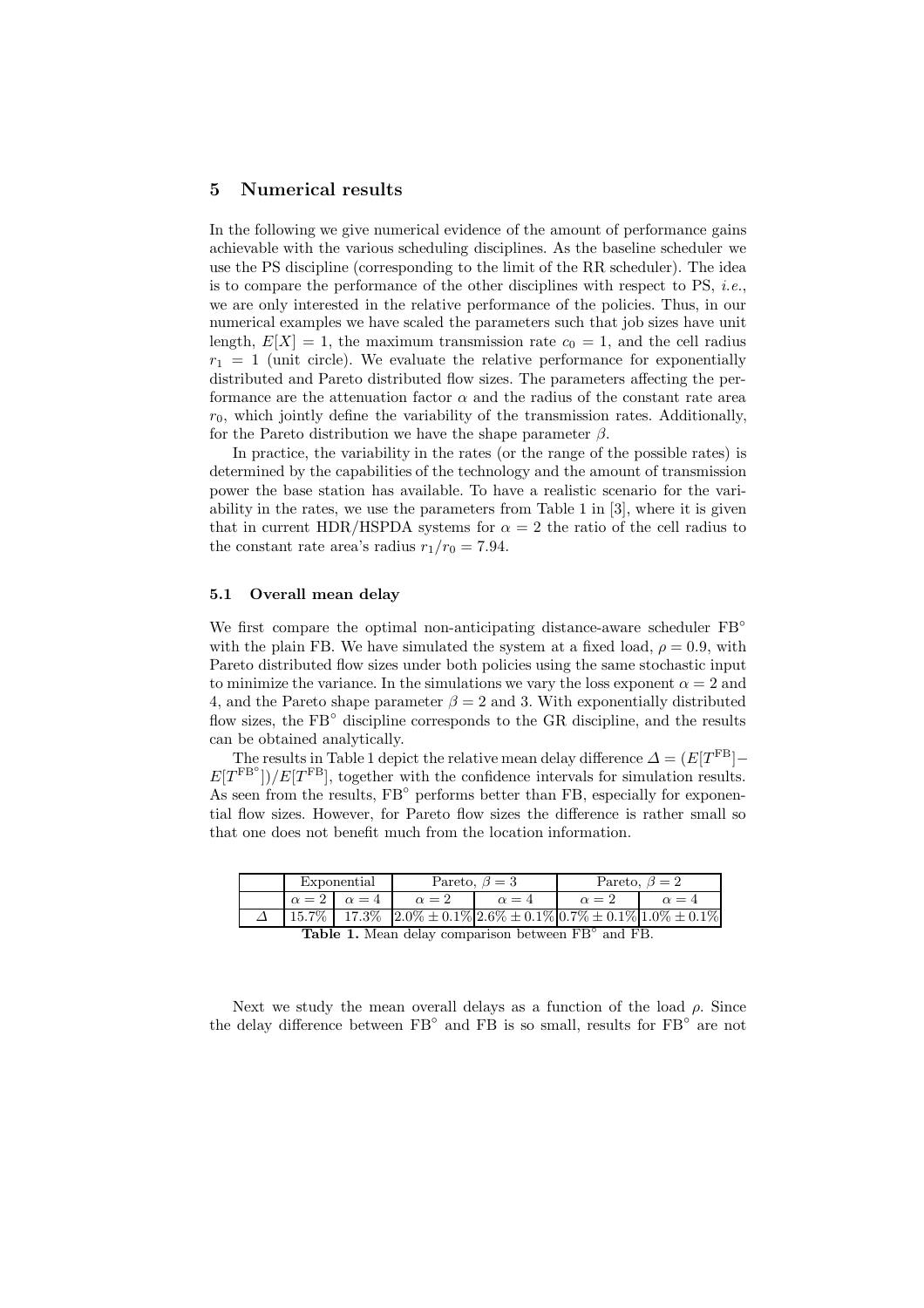## 5 Numerical results

In the following we give numerical evidence of the amount of performance gains achievable with the various scheduling disciplines. As the baseline scheduler we use the PS discipline (corresponding to the limit of the RR scheduler). The idea is to compare the performance of the other disciplines with respect to PS, *i.e.*, we are only interested in the relative performance of the policies. Thus, in our numerical examples we have scaled the parameters such that job sizes have unit length, $E[X] = 1$, the maximum transmission rate $c_0 = 1$, and the cell radius $r_1 = 1$ (unit circle). We evaluate the relative performance for exponentially distributed and Pareto distributed flow sizes. The parameters affecting the performance are the attenuation factor $\alpha$ and the radius of the constant rate area $r_0$, which jointly define the variability of the transmission rates. Additionally, for the Pareto distribution we have the shape parameter $\beta$.

In practice, the variability in the rates (or the range of the possible rates) is determined by the capabilities of the technology and the amount of transmission power the base station has available. To have a realistic scenario for the variability in the rates, we use the parameters from Table 1 in [3], where it is given that in current HDR/HSPDA systems for $\alpha = 2$ the ratio of the cell radius to the constant rate area's radius $r_1/r_0 = 7.94$.

### 5.1 Overall mean delay

We first compare the optimal non-anticipating distance-aware scheduler FB$^{\circ}$ with the plain FB. We have simulated the system at a fixed load, $\rho = 0.9$, with Pareto distributed flow sizes under both policies using the same stochastic input to minimize the variance. In the simulations we vary the loss exponent $\alpha = 2$ and 4, and the Pareto shape parameter $\beta = 2$ and 3. With exponentially distributed flow sizes, the FB$^{\circ}$ discipline corresponds to the GR discipline, and the results can be obtained analytically.

The results in Table 1 depict the relative mean delay difference $\Delta = (E[T^{\text{FB}}] - E[T^{\text{FB}^{\circ}}])/E[T^{\text{FB}}]$, together with the confidence intervals for simulation results. As seen from the results, FB$^{\circ}$ performs better than FB, especially for exponential flow sizes. However, for Pareto flow sizes the difference is rather small so that one does not benefit much from the location information.

| | Exponential | | Pareto, $\beta = 3$ | | Pareto, $\beta = 2$ | |
|---|---|---|---|---|---|---|
| | $\alpha = 2$ | $\alpha = 4$ | $\alpha = 2$ | $\alpha = 4$ | $\alpha = 2$ | $\alpha = 4$ |
| $\Delta$ | 15.7% | 17.3% | $2.0\% \pm 0.1\%$ | $2.6\% \pm 0.1\%$ | $0.7\% \pm 0.1\%$ | $1.0\% \pm 0.1\%$ |

**Table 1.** Mean delay comparison between FB$^{\circ}$ and FB.

Next we study the mean overall delays as a function of the load $\rho$. Since the delay difference between FB$^{\circ}$ and FB is so small, results for FB$^{\circ}$ are not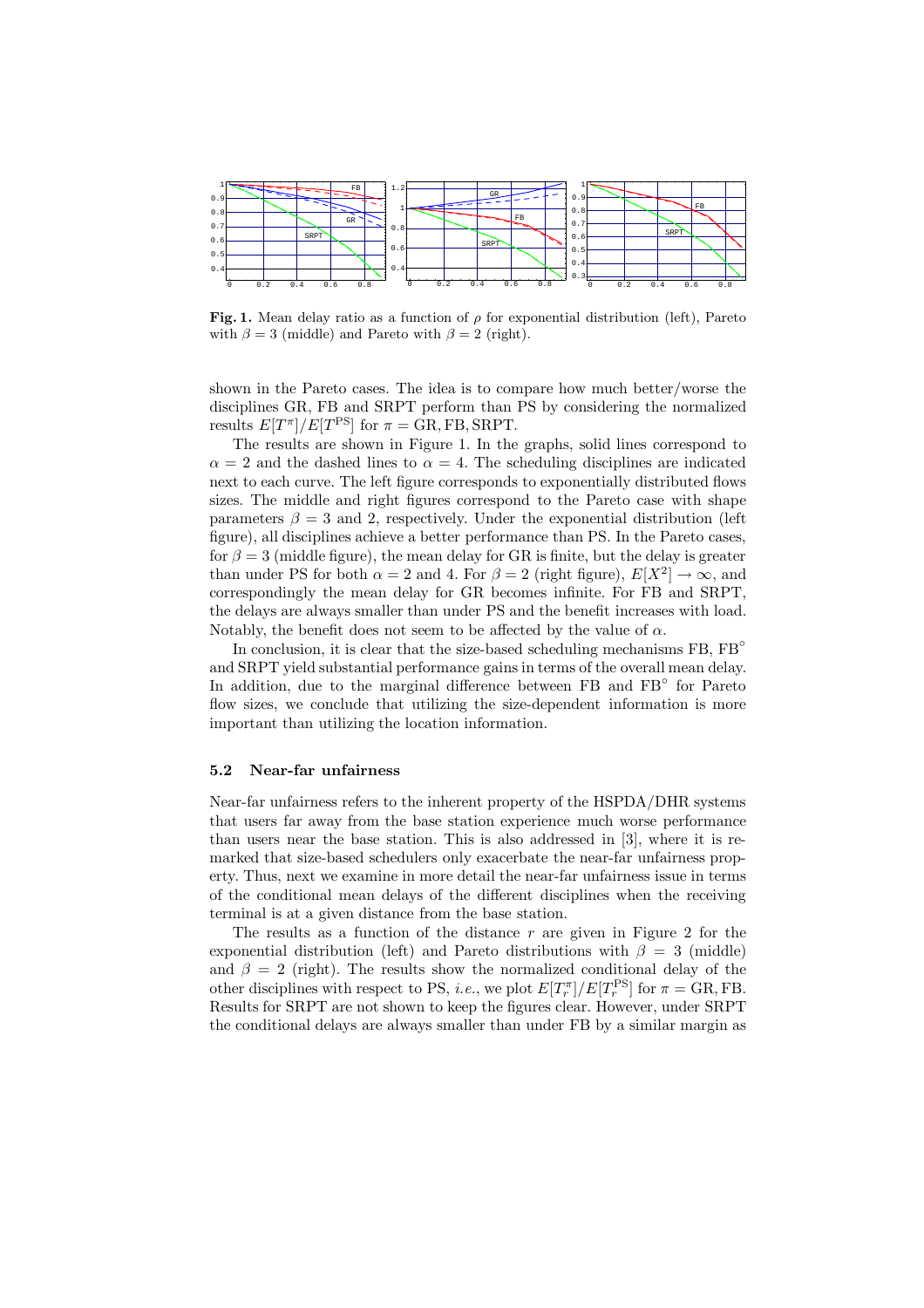**Fig. 1.** Mean delay ratio as a function of $\rho$ for exponential distribution (left), Pareto with $\beta = 3$ (middle) and Pareto with $\beta = 2$ (right).

shown in the Pareto cases. The idea is to compare how much better/worse the disciplines GR, FB and SRPT perform than PS by considering the normalized results $E[T^\pi]/E[T^{\text{PS}}]$ for $\pi = \text{GR}, \text{FB}, \text{SRPT}$.

The results are shown in Figure 1. In the graphs, solid lines correspond to $\alpha = 2$ and the dashed lines to $\alpha = 4$. The scheduling disciplines are indicated next to each curve. The left figure corresponds to exponentially distributed flows sizes. The middle and right figures correspond to the Pareto case with shape parameters $\beta = 3$ and 2, respectively. Under the exponential distribution (left figure), all disciplines achieve a better performance than PS. In the Pareto cases, for $\beta = 3$ (middle figure), the mean delay for GR is finite, but the delay is greater than under PS for both $\alpha = 2$ and 4. For $\beta = 2$ (right figure), $E[X^2] \to \infty$, and correspondingly the mean delay for GR becomes infinite. For FB and SRPT, the delays are always smaller than under PS and the benefit increases with load. Notably, the benefit does not seem to be affected by the value of $\alpha$.

In conclusion, it is clear that the size-based scheduling mechanisms FB, FB$^\circ$ and SRPT yield substantial performance gains in terms of the overall mean delay. In addition, due to the marginal difference between FB and FB$^\circ$ for Pareto flow sizes, we conclude that utilizing the size-dependent information is more important than utilizing the location information.

### 5.2 Near-far unfairness

Near-far unfairness refers to the inherent property of the HSPDA/DHR systems that users far away from the base station experience much worse performance than users near the base station. This is also addressed in [3], where it is remarked that size-based schedulers only exacerbate the near-far unfairness property. Thus, next we examine in more detail the near-far unfairness issue in terms of the conditional mean delays of the different disciplines when the receiving terminal is at a given distance from the base station.

The results as a function of the distance $r$ are given in Figure 2 for the exponential distribution (left) and Pareto distributions with $\beta = 3$ (middle) and $\beta = 2$ (right). The results show the normalized conditional delay of the other disciplines with respect to PS, *i.e.*, we plot $E[T_r^\pi]/E[T_r^{\text{PS}}]$ for $\pi = \text{GR}, \text{FB}$. Results for SRPT are not shown to keep the figures clear. However, under SRPT the conditional delays are always smaller than under FB by a similar margin as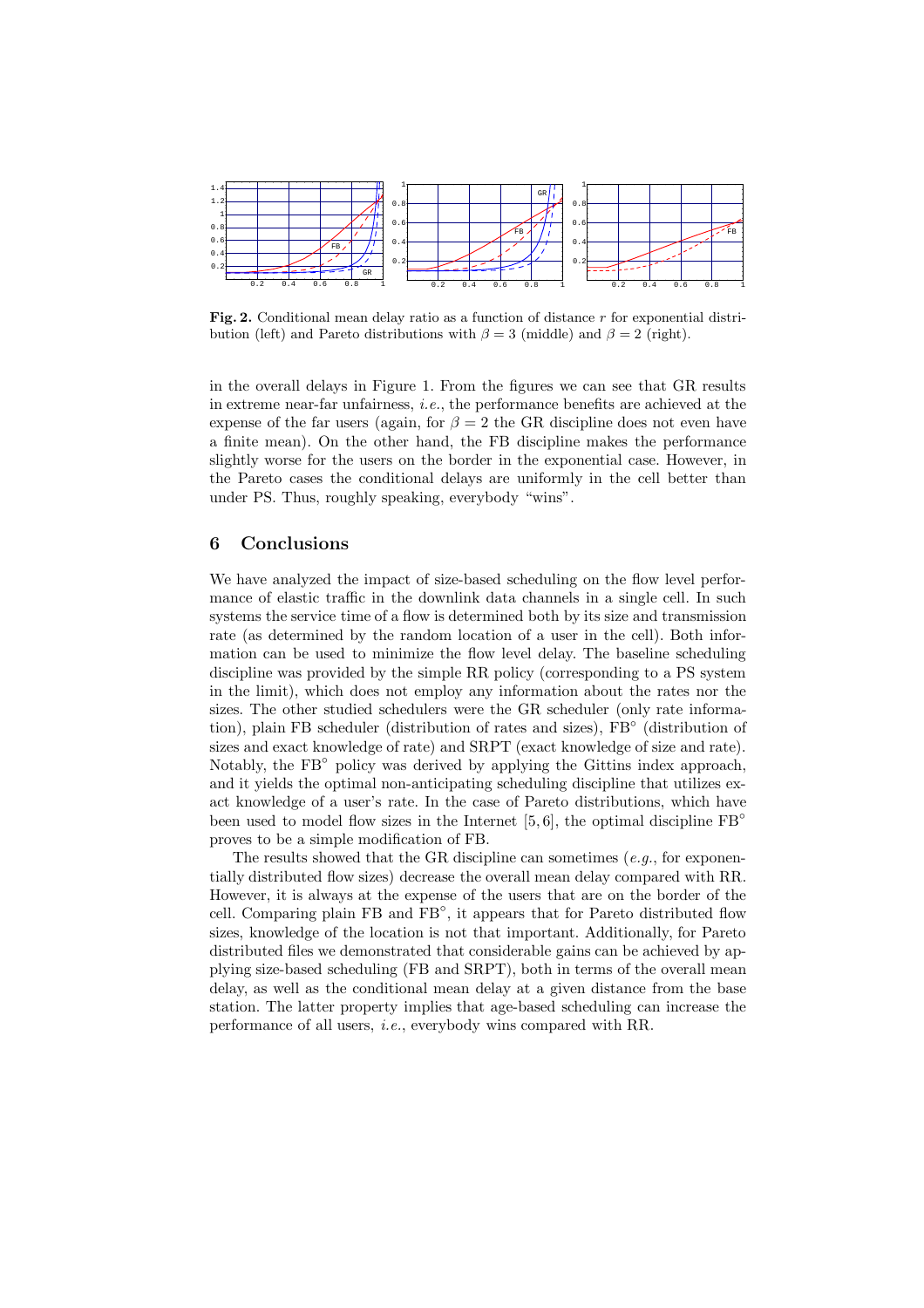1.4
1.2
1
0.8
0.6
0.4
0.2
FB
GR
0.2 0.4 0.6 0.8 1

1
0.8
0.6
0.4
0.2
GR
FB
0.2 0.4 0.6 0.8 1

1
0.8
0.6
0.4
0.2
FB
0.2 0.4 0.6 0.8 1

**Fig. 2.** Conditional mean delay ratio as a function of distance $r$ for exponential distribution (left) and Pareto distributions with $\beta = 3$ (middle) and $\beta = 2$ (right).

in the overall delays in Figure 1. From the figures we can see that GR results in extreme near-far unfairness, *i.e.*, the performance benefits are achieved at the expense of the far users (again, for $\beta = 2$ the GR discipline does not even have a finite mean). On the other hand, the FB discipline makes the performance slightly worse for the users on the border in the exponential case. However, in the Pareto cases the conditional delays are uniformly in the cell better than under PS. Thus, roughly speaking, everybody "wins".

## 6 Conclusions

We have analyzed the impact of size-based scheduling on the flow level performance of elastic traffic in the downlink data channels in a single cell. In such systems the service time of a flow is determined both by its size and transmission rate (as determined by the random location of a user in the cell). Both information can be used to minimize the flow level delay. The baseline scheduling discipline was provided by the simple RR policy (corresponding to a PS system in the limit), which does not employ any information about the rates nor the sizes. The other studied schedulers were the GR scheduler (only rate information), plain FB scheduler (distribution of rates and sizes), FB$^\circ$ (distribution of sizes and exact knowledge of rate) and SRPT (exact knowledge of size and rate). Notably, the FB$^\circ$ policy was derived by applying the Gittins index approach, and it yields the optimal non-anticipating scheduling discipline that utilizes exact knowledge of a user's rate. In the case of Pareto distributions, which have been used to model flow sizes in the Internet [5, 6], the optimal discipline FB$^\circ$ proves to be a simple modification of FB.

The results showed that the GR discipline can sometimes (*e.g.*, for exponentially distributed flow sizes) decrease the overall mean delay compared with RR. However, it is always at the expense of the users that are on the border of the cell. Comparing plain FB and FB$^\circ$, it appears that for Pareto distributed flow sizes, knowledge of the location is not that important. Additionally, for Pareto distributed files we demonstrated that considerable gains can be achieved by applying size-based scheduling (FB and SRPT), both in terms of the overall mean delay, as well as the conditional mean delay at a given distance from the base station. The latter property implies that age-based scheduling can increase the performance of all users, *i.e.*, everybody wins compared with RR.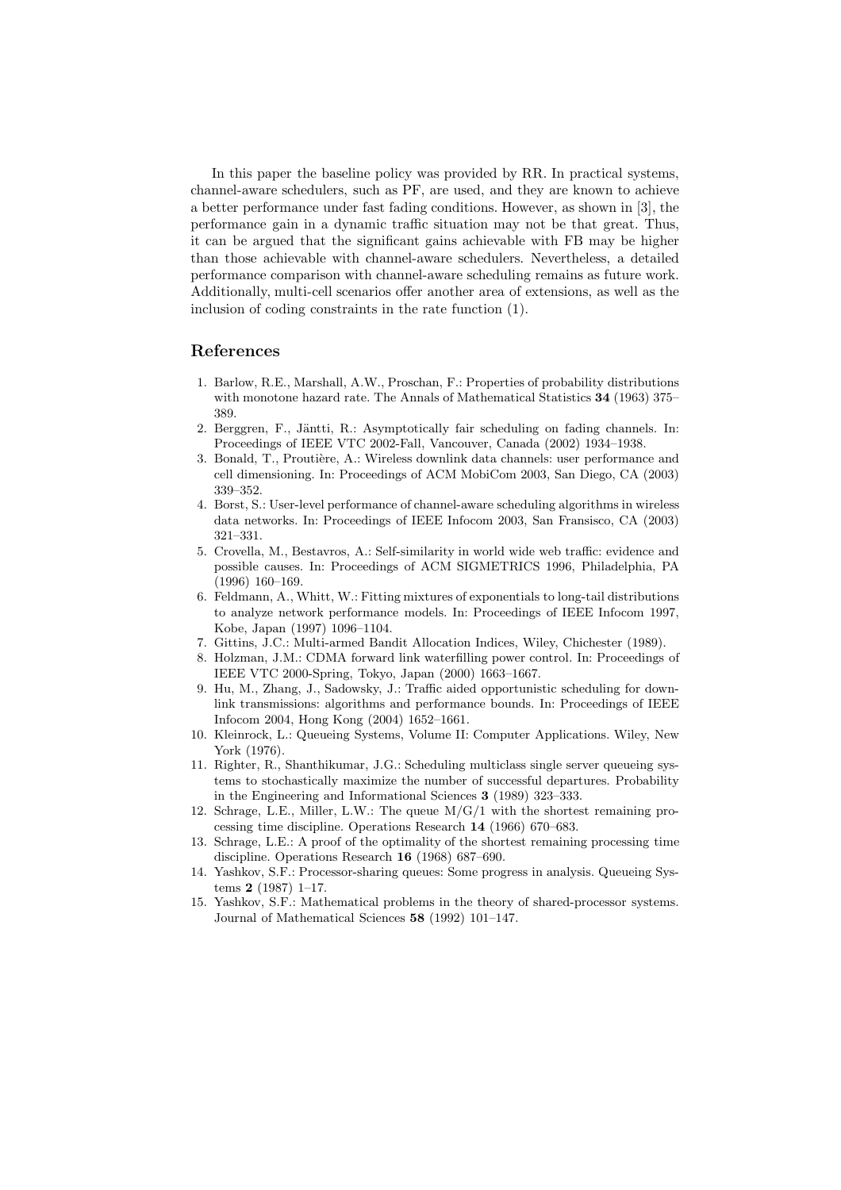In this paper the baseline policy was provided by RR. In practical systems, channel-aware schedulers, such as PF, are used, and they are known to achieve a better performance under fast fading conditions. However, as shown in [3], the performance gain in a dynamic traffic situation may not be that great. Thus, it can be argued that the significant gains achievable with FB may be higher than those achievable with channel-aware schedulers. Nevertheless, a detailed performance comparison with channel-aware scheduling remains as future work. Additionally, multi-cell scenarios offer another area of extensions, as well as the inclusion of coding constraints in the rate function (1).

## References

1. Barlow, R.E., Marshall, A.W., Proschan, F.: Properties of probability distributions with monotone hazard rate. The Annals of Mathematical Statistics **34** (1963) 375–389.
2. Berggren, F., Jäntti, R.: Asymptotically fair scheduling on fading channels. In: Proceedings of IEEE VTC 2002-Fall, Vancouver, Canada (2002) 1934–1938.
3. Bonald, T., Proutière, A.: Wireless downlink data channels: user performance and cell dimensioning. In: Proceedings of ACM MobiCom 2003, San Diego, CA (2003) 339–352.
4. Borst, S.: User-level performance of channel-aware scheduling algorithms in wireless data networks. In: Proceedings of IEEE Infocom 2003, San Fransisco, CA (2003) 321–331.
5. Crovella, M., Bestavros, A.: Self-similarity in world wide web traffic: evidence and possible causes. In: Proceedings of ACM SIGMETRICS 1996, Philadelphia, PA (1996) 160–169.
6. Feldmann, A., Whitt, W.: Fitting mixtures of exponentials to long-tail distributions to analyze network performance models. In: Proceedings of IEEE Infocom 1997, Kobe, Japan (1997) 1096–1104.
7. Gittins, J.C.: Multi-armed Bandit Allocation Indices, Wiley, Chichester (1989).
8. Holzman, J.M.: CDMA forward link waterfilling power control. In: Proceedings of IEEE VTC 2000-Spring, Tokyo, Japan (2000) 1663–1667.
9. Hu, M., Zhang, J., Sadowsky, J.: Traffic aided opportunistic scheduling for downlink transmissions: algorithms and performance bounds. In: Proceedings of IEEE Infocom 2004, Hong Kong (2004) 1652–1661.
10. Kleinrock, L.: Queueing Systems, Volume II: Computer Applications. Wiley, New York (1976).
11. Righter, R., Shanthikumar, J.G.: Scheduling multiclass single server queueing systems to stochastically maximize the number of successful departures. Probability in the Engineering and Informational Sciences **3** (1989) 323–333.
12. Schrage, L.E., Miller, L.W.: The queue M/G/1 with the shortest remaining processing time discipline. Operations Research **14** (1966) 670–683.
13. Schrage, L.E.: A proof of the optimality of the shortest remaining processing time discipline. Operations Research **16** (1968) 687–690.
14. Yashkov, S.F.: Processor-sharing queues: Some progress in analysis. Queueing Systems **2** (1987) 1–17.
15. Yashkov, S.F.: Mathematical problems in the theory of shared-processor systems. Journal of Mathematical Sciences **58** (1992) 101–147.